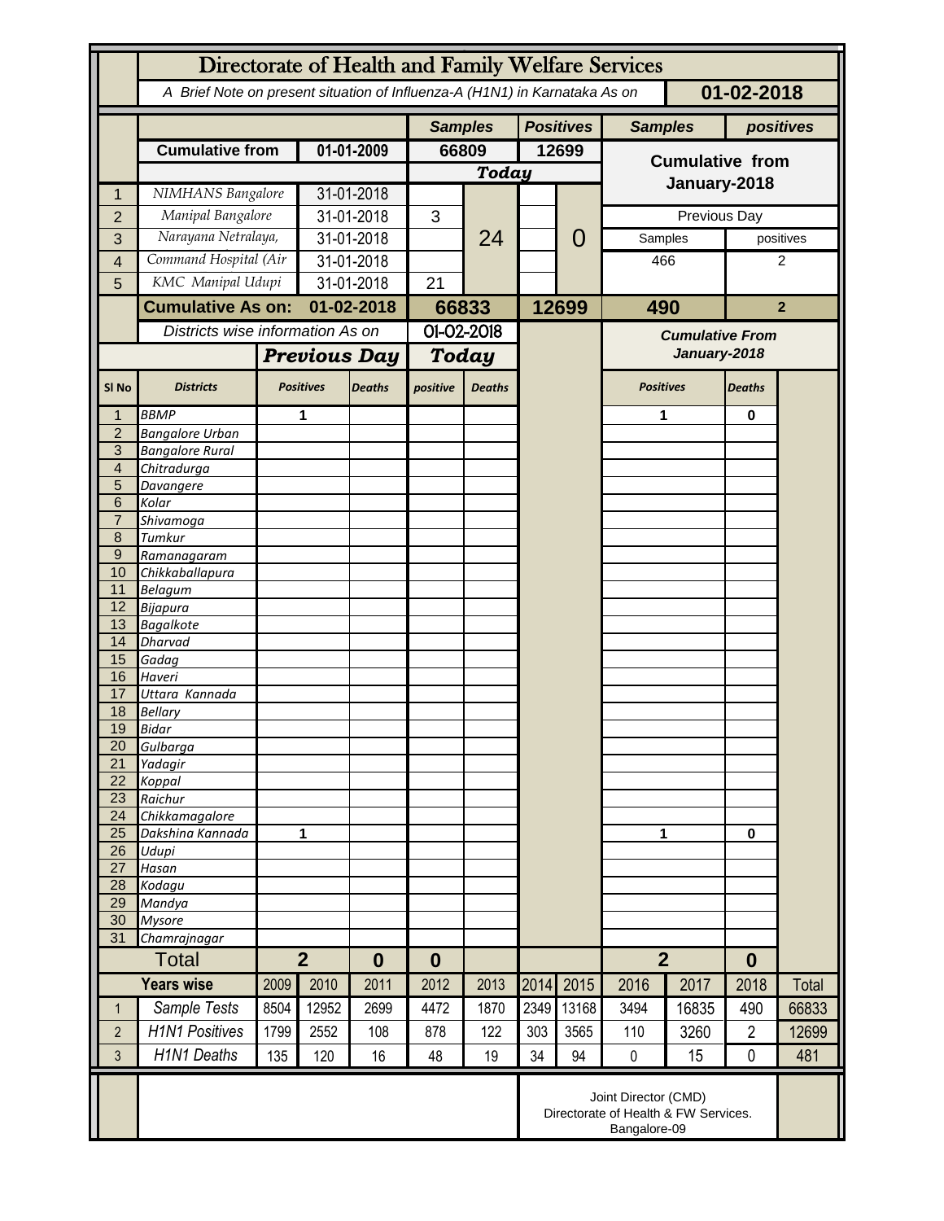# Directorate of Health and Family Welfare Services

*A Brief Note on present situation of Influenza-A (H1N1) in Karnataka As on* **01-02-2018**

| | | | Samples | | Positives | | Samples | positives |
|---|---|---|---|---|---|---|---|---|
| | **Cumulative from** | **01-01-2009** | **66809** | | **12699** | | **Cumulative from January-2018** | |
| | | | ***Today*** | | | | | |
| 1 | NIMHANS Bangalore | 31-01-2018 | | 24 | | 0 | | |
| 2 | Manipal Bangalore | 31-01-2018 | 3 | | | | Previous Day | |
| 3 | Narayana Netralaya, | 31-01-2018 | | | | | Samples | positives |
| 4 | Command Hospital (Air | 31-01-2018 | | | | | 466 | 2 |
| 5 | KMC Manipal Udupi | 31-01-2018 | 21 | | | | | |
| | **Cumulative As on:** | **01-02-2018** | **66833** | | **12699** | | **490** | **2** |

Districts wise information As on 01-02-2018

| Sl No | Districts | Previous Day Positives | Previous Day Deaths | Today positive | Today Deaths | Cumulative From January-2018 Positives | Cumulative From January-2018 Deaths |
|---|---|---|---|---|---|---|---|
| 1 | BBMP | 1 | | | | 1 | 0 |
| 2 | Bangalore Urban | | | | | | |
| 3 | Bangalore Rural | | | | | | |
| 4 | Chitradurga | | | | | | |
| 5 | Davangere | | | | | | |
| 6 | Kolar | | | | | | |
| 7 | Shivamoga | | | | | | |
| 8 | Tumkur | | | | | | |
| 9 | Ramanagaram | | | | | | |
| 10 | Chikkaballapura | | | | | | |
| 11 | Belagum | | | | | | |
| 12 | Bijapura | | | | | | |
| 13 | Bagalkote | | | | | | |
| 14 | Dharvad | | | | | | |
| 15 | Gadag | | | | | | |
| 16 | Haveri | | | | | | |
| 17 | Uttara Kannada | | | | | | |
| 18 | Bellary | | | | | | |
| 19 | Bidar | | | | | | |
| 20 | Gulbarga | | | | | | |
| 21 | Yadagir | | | | | | |
| 22 | Koppal | | | | | | |
| 23 | Raichur | | | | | | |
| 24 | Chikkamagalore | | | | | | |
| 25 | Dakshina Kannada | 1 | | | | 1 | 0 |
| 26 | Udupi | | | | | | |
| 27 | Hasan | | | | | | |
| 28 | Kodagu | | | | | | |
| 29 | Mandya | | | | | | |
| 30 | Mysore | | | | | | |
| 31 | Chamrajnagar | | | | | | |
| | **Total** | **2** | **0** | **0** | | **2** | **0** |

| | Years wise | 2009 | 2010 | 2011 | 2012 | 2013 | 2014 | 2015 | 2016 | 2017 | 2018 | Total |
|---|---|---|---|---|---|---|---|---|---|---|---|---|
| 1 | Sample Tests | 8504 | 12952 | 2699 | 4472 | 1870 | 2349 | 13168 | 3494 | 16835 | 490 | 66833 |
| 2 | H1N1 Positives | 1799 | 2552 | 108 | 878 | 122 | 303 | 3565 | 110 | 3260 | 2 | 12699 |
| 3 | H1N1 Deaths | 135 | 120 | 16 | 48 | 19 | 34 | 94 | 0 | 15 | 0 | 481 |

Joint Director (CMD)
Directorate of Health & FW Services.
Bangalore-09